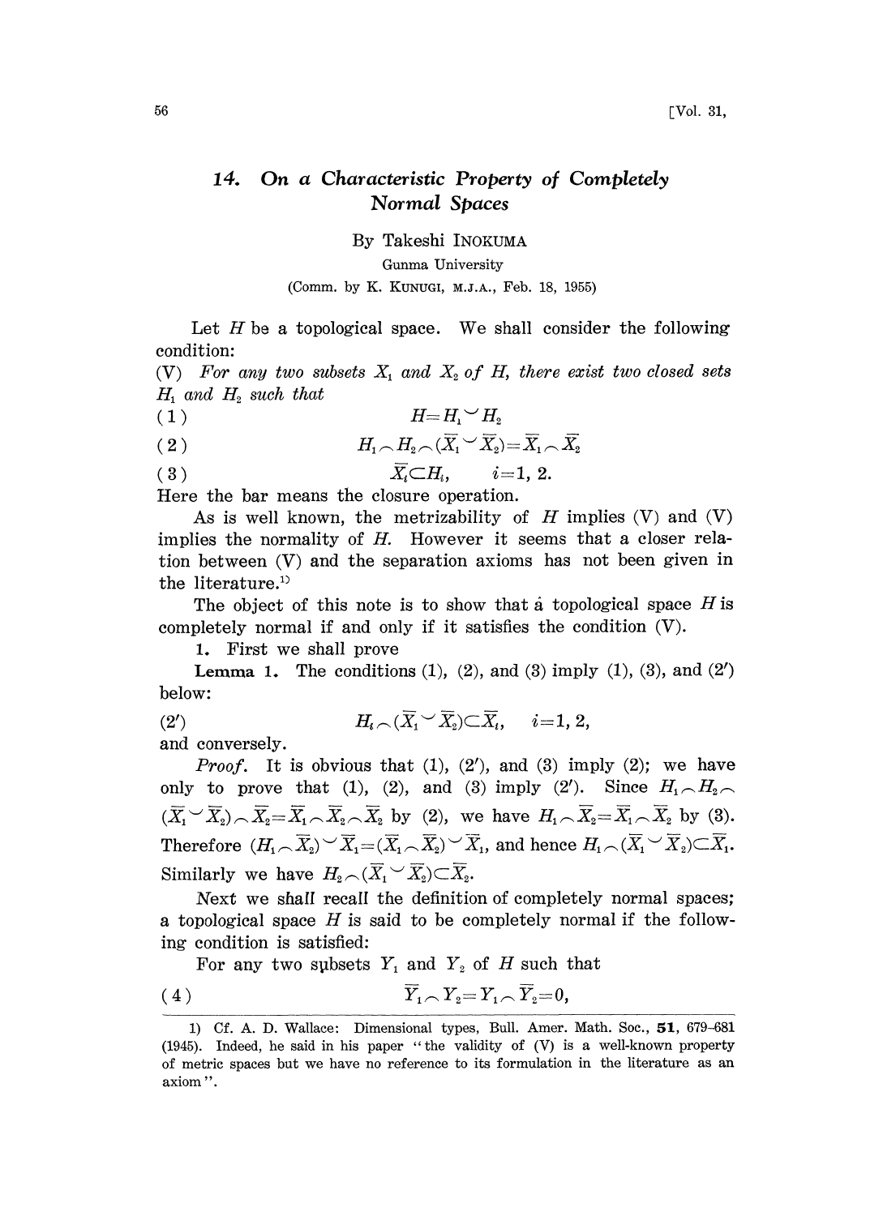# 14. *On a Characteristic Property of Completely Normal Spaces*

By Takeshi INOKUMA

Gunma University

(Comm. by K. KUNUGI, M.J.A., Feb. 18, 1955)

Let $H$ be a topological space. We shall consider the following condition:

(V) *For any two subsets $X_1$ and $X_2$ of $H$, there exist two closed sets $H_1$ and $H_2$ such that*

$$(1) \qquad H = H_1 \smile H_2$$

$$(2) \qquad H_1 \frown H_2 \frown (\overline{X}_1 \smile \overline{X}_2) = \overline{X}_1 \frown \overline{X}_2$$

$$(3) \qquad \overline{X}_i \subset H_i, \qquad i=1, 2.$$

Here the bar means the closure operation.

As is well known, the metrizability of $H$ implies (V) and (V) implies the normality of $H$. However it seems that a closer relation between (V) and the separation axioms has not been given in the literature.[1]

The object of this note is to show that a topological space $H$ is completely normal if and only if it satisfies the condition (V).

**1.** First we shall prove

**Lemma 1.** The conditions (1), (2), and (3) imply (1), (3), and (2′) below:

$$(2') \qquad H_i \frown (\overline{X}_1 \smile \overline{X}_2) \subset \overline{X}_i, \qquad i=1, 2,$$

and conversely.

*Proof.* It is obvious that (1), (2′), and (3) imply (2); we have only to prove that (1), (2), and (3) imply (2′). Since $H_1 \frown H_2 \frown (\overline{X}_1 \smile \overline{X}_2) \frown \overline{X}_2 = \overline{X}_1 \frown \overline{X}_2 \frown \overline{X}_2$ by (2), we have $H_1 \frown \overline{X}_2 = \overline{X}_1 \frown \overline{X}_2$ by (3). Therefore $(H_1 \frown \overline{X}_2) \smile \overline{X}_1 = (\overline{X}_1 \frown \overline{X}_2) \smile \overline{X}_1$, and hence $H_1 \frown (\overline{X}_1 \smile \overline{X}_2) \subset \overline{X}_1$. Similarly we have $H_2 \frown (\overline{X}_1 \smile \overline{X}_2) \subset \overline{X}_2$.

Next we shall recall the definition of completely normal spaces; a topological space $H$ is said to be completely normal if the following condition is satisfied:

For any two subsets $Y_1$ and $Y_2$ of $H$ such that

$$(4) \qquad \overline{Y}_1 \frown Y_2 = Y_1 \frown \overline{Y}_2 = 0,$$

---

1) Cf. A. D. Wallace: Dimensional types, Bull. Amer. Math. Soc., **51**, 679–681 (1945). Indeed, he said in his paper "the validity of (V) is a well-known property of metric spaces but we have no reference to its formulation in the literature as an axiom".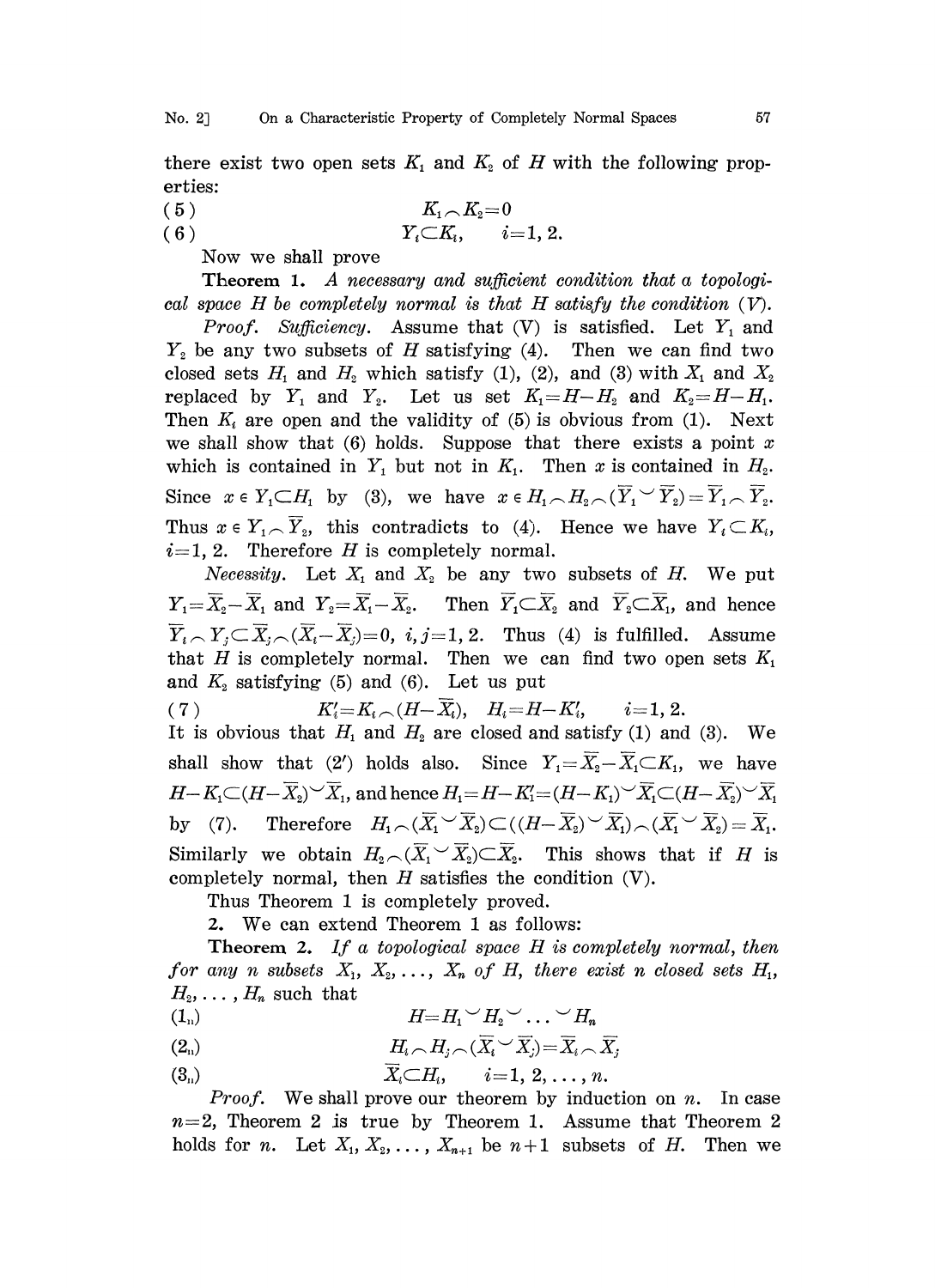there exist two open sets $K_1$ and $K_2$ of $H$ with the following properties:

$$(5) \qquad K_1 \frown K_2 = 0$$

$$(6) \qquad Y_i \subset K_i, \quad i=1, 2.$$

Now we shall prove

**Theorem 1.** *A necessary and sufficient condition that a topological space $H$ be completely normal is that $H$ satisfy the condition (V).*

*Proof. Sufficiency.* Assume that (V) is satisfied. Let $Y_1$ and $Y_2$ be any two subsets of $H$ satisfying (4). Then we can find two closed sets $H_1$ and $H_2$ which satisfy (1), (2), and (3) with $X_1$ and $X_2$ replaced by $Y_1$ and $Y_2$. Let us set $K_1 = H - H_2$ and $K_2 = H - H_1$. Then $K_i$ are open and the validity of (5) is obvious from (1). Next we shall show that (6) holds. Suppose that there exists a point $x$ which is contained in $Y_1$ but not in $K_1$. Then $x$ is contained in $H_2$. Since $x \in Y_1 \subset H_1$ by (3), we have $x \in H_1 \frown H_2 \frown (\overline{Y}_1 \smile \overline{Y}_2) = \overline{Y}_1 \frown \overline{Y}_2$. Thus $x \in Y_1 \frown \overline{Y}_2$, this contradicts to (4). Hence we have $Y_i \subset K_i$, $i=1, 2$. Therefore $H$ is completely normal.

*Necessity.* Let $X_1$ and $X_2$ be any two subsets of $H$. We put $Y_1 = \overline{X}_2 - \overline{X}_1$ and $Y_2 = \overline{X}_1 - \overline{X}_2$. Then $\overline{Y}_1 \subset \overline{X}_2$ and $\overline{Y}_2 \subset \overline{X}_1$, and hence $\overline{Y}_i \frown Y_j \subset \overline{X}_j \frown (\overline{X}_i - \overline{X}_j) = 0$, $i, j = 1, 2$. Thus (4) is fulfilled. Assume that $H$ is completely normal. Then we can find two open sets $K_1$ and $K_2$ satisfying (5) and (6). Let us put

$$(7) \qquad K_i' = K_i \frown (H - \overline{X}_i), \quad H_i = H - K_i', \quad i=1, 2.$$

It is obvious that $H_1$ and $H_2$ are closed and satisfy (1) and (3). We shall show that (2′) holds also. Since $Y_1 = \overline{X}_2 - \overline{X}_1 \subset K_1$, we have $H - K_1 \subset (H - \overline{X}_2) \smile \overline{X}_1$, and hence $H_1 = H - K_1' = (H - K_1) \smile \overline{X}_1 \subset (H - \overline{X}_2) \smile \overline{X}_1$ by (7). Therefore $H_1 \frown (\overline{X}_1 \smile \overline{X}_2) \subset ((H - \overline{X}_2) \smile \overline{X}_1) \frown (\overline{X}_1 \smile \overline{X}_2) = \overline{X}_1$. Similarly we obtain $H_2 \frown (\overline{X}_1 \smile \overline{X}_2) \subset \overline{X}_2$. This shows that if $H$ is completely normal, then $H$ satisfies the condition (V).

Thus Theorem 1 is completely proved.

**2.** We can extend Theorem 1 as follows:

**Theorem 2.** *If a topological space $H$ is completely normal, then for any $n$ subsets $X_1, X_2, \ldots, X_n$ of $H$, there exist $n$ closed sets $H_1, H_2, \ldots, H_n$ such that*

$$(1_n) \qquad H = H_1 \smile H_2 \smile \ldots \smile H_n$$

$$(2_n) \qquad H_i \frown H_j \frown (\overline{X}_i \smile \overline{X}_j) = \overline{X}_i \frown \overline{X}_j$$

$$(3_n) \qquad \overline{X}_i \subset H_i, \quad i=1, 2, \ldots, n.$$

*Proof.* We shall prove our theorem by induction on $n$. In case $n=2$, Theorem 2 is true by Theorem 1. Assume that Theorem 2 holds for $n$. Let $X_1, X_2, \ldots, X_{n+1}$ be $n+1$ subsets of $H$. Then we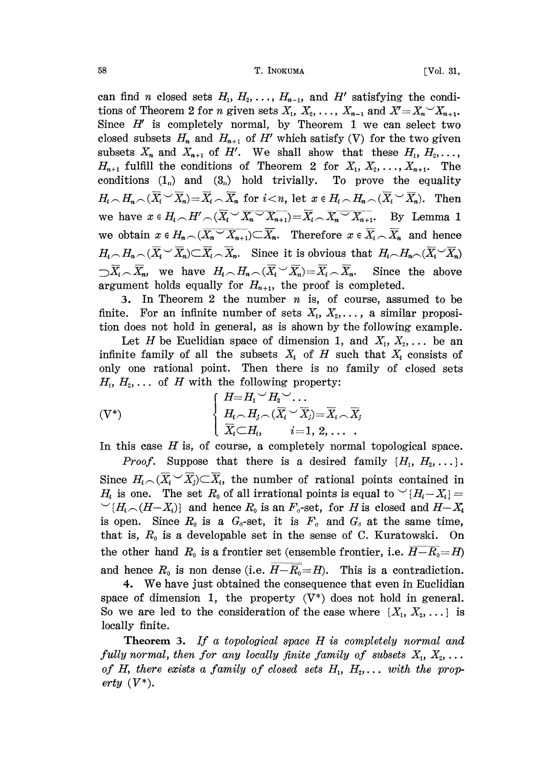can find $n$ closed sets $H_1, H_2, \dots, H_{n-1}$, and $H'$ satisfying the conditions of Theorem 2 for $n$ given sets $X_1, X_2, \dots, X_{n-1}$ and $X' = X_n \smile X_{n+1}$. Since $H'$ is completely normal, by Theorem 1 we can select two closed subsets $H_n$ and $H_{n+1}$ of $H'$ which satisfy (V) for the two given subsets $X_n$ and $X_{n+1}$ of $H'$. We shall show that these $H_1, H_2, \dots, H_{n+1}$ fulfill the conditions of Theorem 2 for $X_1, X_2, \dots, X_{n+1}$. The conditions $(1_n)$ and $(3_n)$ hold trivially. To prove the equality $H_i \frown H_n \frown (\overline{X_i} \smile \overline{X_n}) = \overline{X_i} \frown \overline{X_n}$ for $i<n$, let $x \in H_i \frown H_n \frown (\overline{X_i} \smile \overline{X_n})$. Then we have $x \in H_i \frown H' \frown (\overline{X_i} \smile \overline{X_n \smile X_{n+1}}) = \overline{X_i} \frown \overline{X_n \smile X_{n+1}}$. By Lemma 1 we obtain $x \in H_n \frown (\overline{X_n \smile X_{n+1}}) \subset \overline{X_n}$. Therefore $x \in \overline{X_i} \frown \overline{X_n}$ and hence $H_i \frown H_n \frown (\overline{X_i} \smile \overline{X_n}) \subset \overline{X_i} \frown \overline{X_n}$. Since it is obvious that $H_i \frown H_n \frown (\overline{X_i} \smile \overline{X_n}) \supset \overline{X_i} \frown \overline{X_n}$, we have $H_i \frown H_n \frown (\overline{X_i} \smile \overline{X_n}) = \overline{X_i} \frown \overline{X_n}$. Since the above argument holds equally for $H_{n+1}$, the proof is completed.

3. In Theorem 2 the number $n$ is, of course, assumed to be finite. For an infinite number of sets $X_1, X_2, \dots$, a similar proposition does not hold in general, as is shown by the following example.

Let $H$ be Euclidian space of dimension 1, and $X_1, X_2, \dots$ be an infinite family of all the subsets $X_i$ of $H$ such that $X_i$ consists of only one rational point. Then there is no family of closed sets $H_1, H_2, \dots$ of $H$ with the following property:

$$(\mathrm{V}^*) \qquad \begin{cases} H = H_1 \smile H_2 \smile \dots \\ H_i \frown H_j \frown (\overline{X_i} \smile \overline{X_j}) = \overline{X_i} \frown \overline{X_j} \\ \overline{X_i} \subset H_i, \qquad i = 1, 2, \dots . \end{cases}$$

In this case $H$ is, of course, a completely normal topological space.

*Proof.* Suppose that there is a desired family $\{H_1, H_2, \dots\}$. Since $H_i \frown (\overline{X_i} \smile \overline{X_j}) \subset \overline{X_i}$, the number of rational points contained in $H_i$ is one. The set $R_0$ of all irrational points is equal to $\smile\{H_i - X_i\} = \smile\{H_i \frown (H - X_i)\}$ and hence $R_0$ is an $F_\sigma$-set, for $H$ is closed and $H - X_i$ is open. Since $R_0$ is a $G_\delta$-set, it is $F_\sigma$ and $G_\delta$ at the same time, that is, $R_0$ is a developable set in the sense of C. Kuratowski. On the other hand $R_0$ is a frontier set (ensemble frontier, i.e. $\overline{H - R_0} = H$) and hence $R_0$ is non dense (i.e. $\overline{H - \overline{R_0}} = H$). This is a contradiction.

4. We have just obtained the consequence that even in Euclidian space of dimension 1, the property (V*) does not hold in general. So we are led to the consideration of the case where $\{X_1, X_2, \dots\}$ is locally finite.

**Theorem 3.** *If a topological space $H$ is completely normal and fully normal, then for any locally finite family of subsets $X_1, X_2, \dots$ of $H$, there exists a family of closed sets $H_1, H_2, \dots$ with the property $(V^*)$.*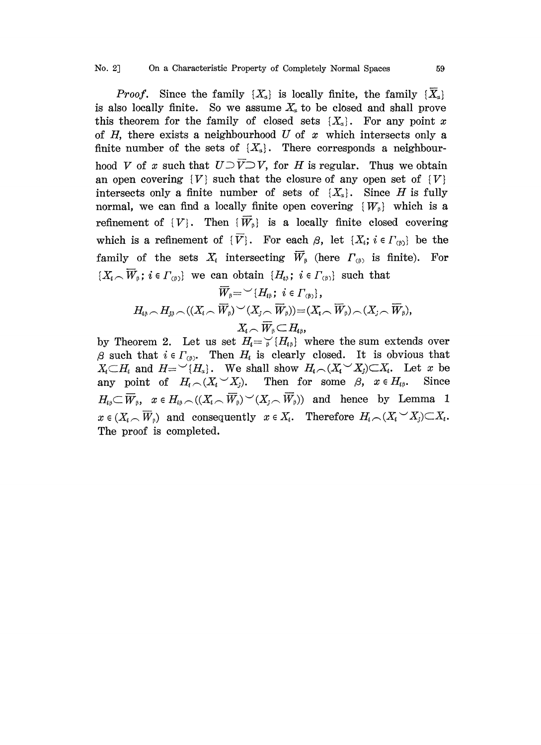*Proof*. Since the family $\{X_\alpha\}$ is locally finite, the family $\{\overline{X}_\alpha\}$ is also locally finite. So we assume $X_\alpha$ to be closed and shall prove this theorem for the family of closed sets $\{X_\alpha\}$. For any point $x$ of $H$, there exists a neighbourhood $U$ of $x$ which intersects only a finite number of the sets of $\{X_\alpha\}$. There corresponds a neighbourhood $V$ of $x$ such that $U \supset \overline{V} \supset V$, for $H$ is regular. Thus we obtain an open covering $\{V\}$ such that the closure of any open set of $\{V\}$ intersects only a finite number of sets of $\{X_\alpha\}$. Since $H$ is fully normal, we can find a locally finite open covering $\{W_\beta\}$ which is a refinement of $\{V\}$. Then $\{\overline{W}_\beta\}$ is a locally finite closed covering which is a refinement of $\{\overline{V}\}$. For each $\beta$, let $\{X_i;\ i \in \Gamma_{(\beta)}\}$ be the family of the sets $X_i$ intersecting $\overline{W}_\beta$ (here $\Gamma_{(\beta)}$ is finite). For $\{X_i \frown \overline{W}_\beta;\ i \in \Gamma_{(\beta)}\}$ we can obtain $\{H_{i\beta};\ i \in \Gamma_{(\beta)}\}$ such that

$$\overline{W}_\beta = \smile \{H_{i\beta};\ i \in \Gamma_{(\beta)}\},$$

$$H_{i\beta} \frown H_{j\beta} \frown ((X_i \frown \overline{W}_\beta) \smile (X_j \frown \overline{W}_\beta)) = (X_i \frown \overline{W}_\beta) \frown (X_j \frown \overline{W}_\beta),$$

$$X_i \frown \overline{W}_\beta \subset H_{i\beta},$$

by Theorem 2. Let us set $H_i = \smile_\beta \{H_{i\beta}\}$ where the sum extends over $\beta$ such that $i \in \Gamma_{(\beta)}$. Then $H_i$ is clearly closed. It is obvious that $X_i \subset H_i$ and $H = \smile \{H_\alpha\}$. We shall show $H_i \frown (X_i \smile X_j) \subset X_i$. Let $x$ be any point of $H_i \frown (X_i \smile X_j)$. Then for some $\beta$, $x \in H_{i\beta}$. Since $H_{i\beta} \subset \overline{W}_\beta$, $x \in H_{i\beta} \frown ((X_i \frown \overline{W}_\beta) \smile (X_j \frown \overline{W}_\beta))$ and hence by Lemma 1 $x \in (X_i \frown \overline{W}_\beta)$ and consequently $x \in X_i$. Therefore $H_i \frown (X_i \smile X_j) \subset X_i$. The proof is completed.